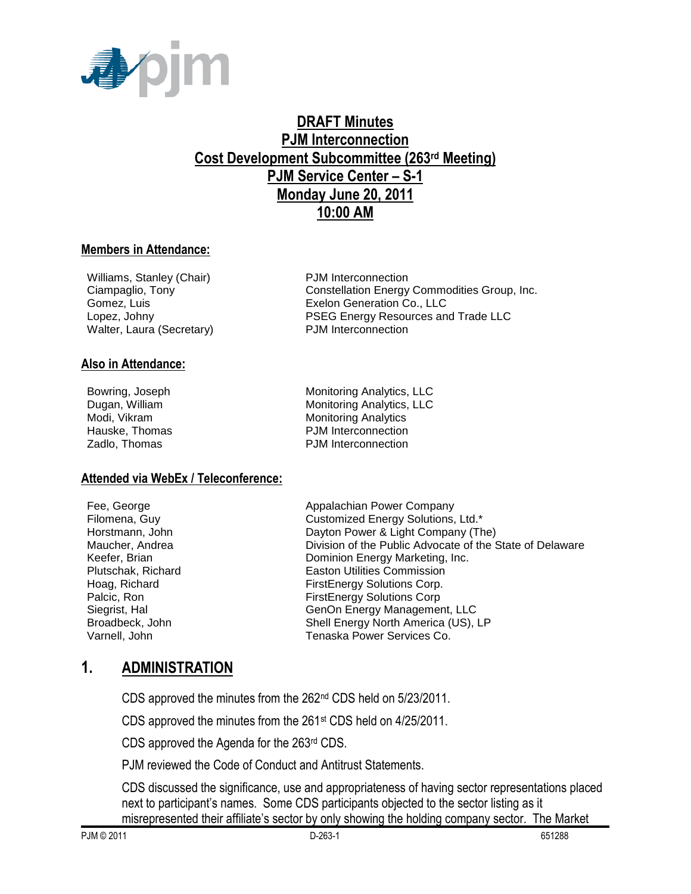# DRAFT Minutes
# PJM Interconnection
# Cost Development Subcommittee (263rd Meeting)
# PJM Service Center – S-1
# Monday June 20, 2011
# 10:00 AM

## Members in Attendance:

| | |
|---|---|
| Williams, Stanley (Chair) | PJM Interconnection |
| Ciampaglio, Tony | Constellation Energy Commodities Group, Inc. |
| Gomez, Luis | Exelon Generation Co., LLC |
| Lopez, Johny | PSEG Energy Resources and Trade LLC |
| Walter, Laura (Secretary) | PJM Interconnection |

## Also in Attendance:

| | |
|---|---|
| Bowring, Joseph | Monitoring Analytics, LLC |
| Dugan, William | Monitoring Analytics, LLC |
| Modi, Vikram | Monitoring Analytics |
| Hauske, Thomas | PJM Interconnection |
| Zadlo, Thomas | PJM Interconnection |

## Attended via WebEx / Teleconference:

| | |
|---|---|
| Fee, George | Appalachian Power Company |
| Filomena, Guy | Customized Energy Solutions, Ltd.* |
| Horstmann, John | Dayton Power & Light Company (The) |
| Maucher, Andrea | Division of the Public Advocate of the State of Delaware |
| Keefer, Brian | Dominion Energy Marketing, Inc. |
| Plutschak, Richard | Easton Utilities Commission |
| Hoag, Richard | FirstEnergy Solutions Corp. |
| Palcic, Ron | FirstEnergy Solutions Corp |
| Siegrist, Hal | GenOn Energy Management, LLC |
| Broadbeck, John | Shell Energy North America (US), LP |
| Varnell, John | Tenaska Power Services Co. |

# 1. ADMINISTRATION

CDS approved the minutes from the 262nd CDS held on 5/23/2011.

CDS approved the minutes from the 261st CDS held on 4/25/2011.

CDS approved the Agenda for the 263rd CDS.

PJM reviewed the Code of Conduct and Antitrust Statements.

CDS discussed the significance, use and appropriateness of having sector representations placed next to participant's names. Some CDS participants objected to the sector listing as it misrepresented their affiliate's sector by only showing the holding company sector. The Market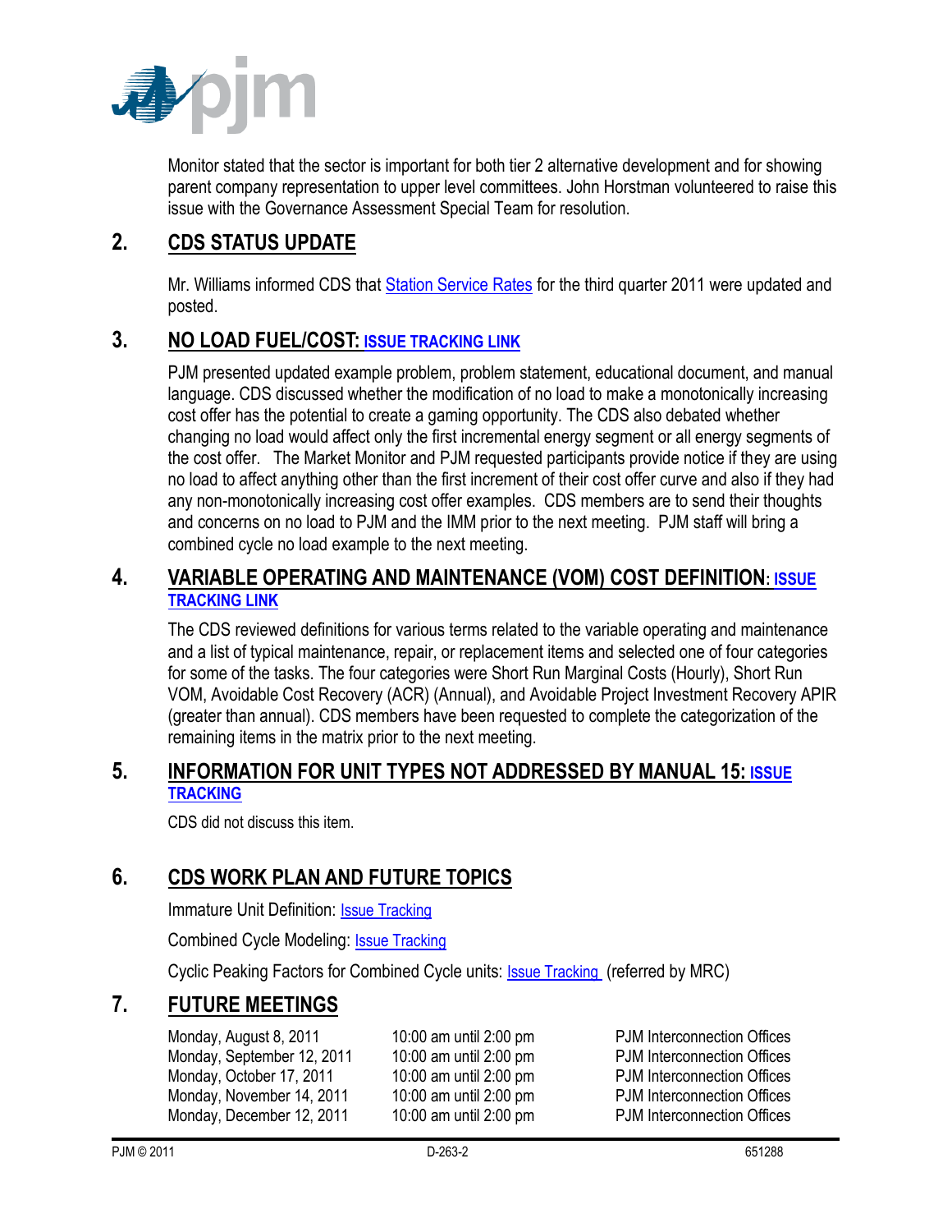Monitor stated that the sector is important for both tier 2 alternative development and for showing parent company representation to upper level committees. John Horstman volunteered to raise this issue with the Governance Assessment Special Team for resolution.

## 2. CDS STATUS UPDATE

Mr. Williams informed CDS that Station Service Rates for the third quarter 2011 were updated and posted.

## 3. NO LOAD FUEL/COST: ISSUE TRACKING LINK

PJM presented updated example problem, problem statement, educational document, and manual language. CDS discussed whether the modification of no load to make a monotonically increasing cost offer has the potential to create a gaming opportunity. The CDS also debated whether changing no load would affect only the first incremental energy segment or all energy segments of the cost offer. The Market Monitor and PJM requested participants provide notice if they are using no load to affect anything other than the first increment of their cost offer curve and also if they had any non-monotonically increasing cost offer examples. CDS members are to send their thoughts and concerns on no load to PJM and the IMM prior to the next meeting. PJM staff will bring a combined cycle no load example to the next meeting.

## 4. VARIABLE OPERATING AND MAINTENANCE (VOM) COST DEFINITION: ISSUE TRACKING LINK

The CDS reviewed definitions for various terms related to the variable operating and maintenance and a list of typical maintenance, repair, or replacement items and selected one of four categories for some of the tasks. The four categories were Short Run Marginal Costs (Hourly), Short Run VOM, Avoidable Cost Recovery (ACR) (Annual), and Avoidable Project Investment Recovery APIR (greater than annual). CDS members have been requested to complete the categorization of the remaining items in the matrix prior to the next meeting.

## 5. INFORMATION FOR UNIT TYPES NOT ADDRESSED BY MANUAL 15: ISSUE TRACKING

CDS did not discuss this item.

## 6. CDS WORK PLAN AND FUTURE TOPICS

Immature Unit Definition: Issue Tracking

Combined Cycle Modeling: Issue Tracking

Cyclic Peaking Factors for Combined Cycle units: Issue Tracking (referred by MRC)

## 7. FUTURE MEETINGS

| | | |
|---|---|---|
| Monday, August 8, 2011 | 10:00 am until 2:00 pm | PJM Interconnection Offices |
| Monday, September 12, 2011 | 10:00 am until 2:00 pm | PJM Interconnection Offices |
| Monday, October 17, 2011 | 10:00 am until 2:00 pm | PJM Interconnection Offices |
| Monday, November 14, 2011 | 10:00 am until 2:00 pm | PJM Interconnection Offices |
| Monday, December 12, 2011 | 10:00 am until 2:00 pm | PJM Interconnection Offices |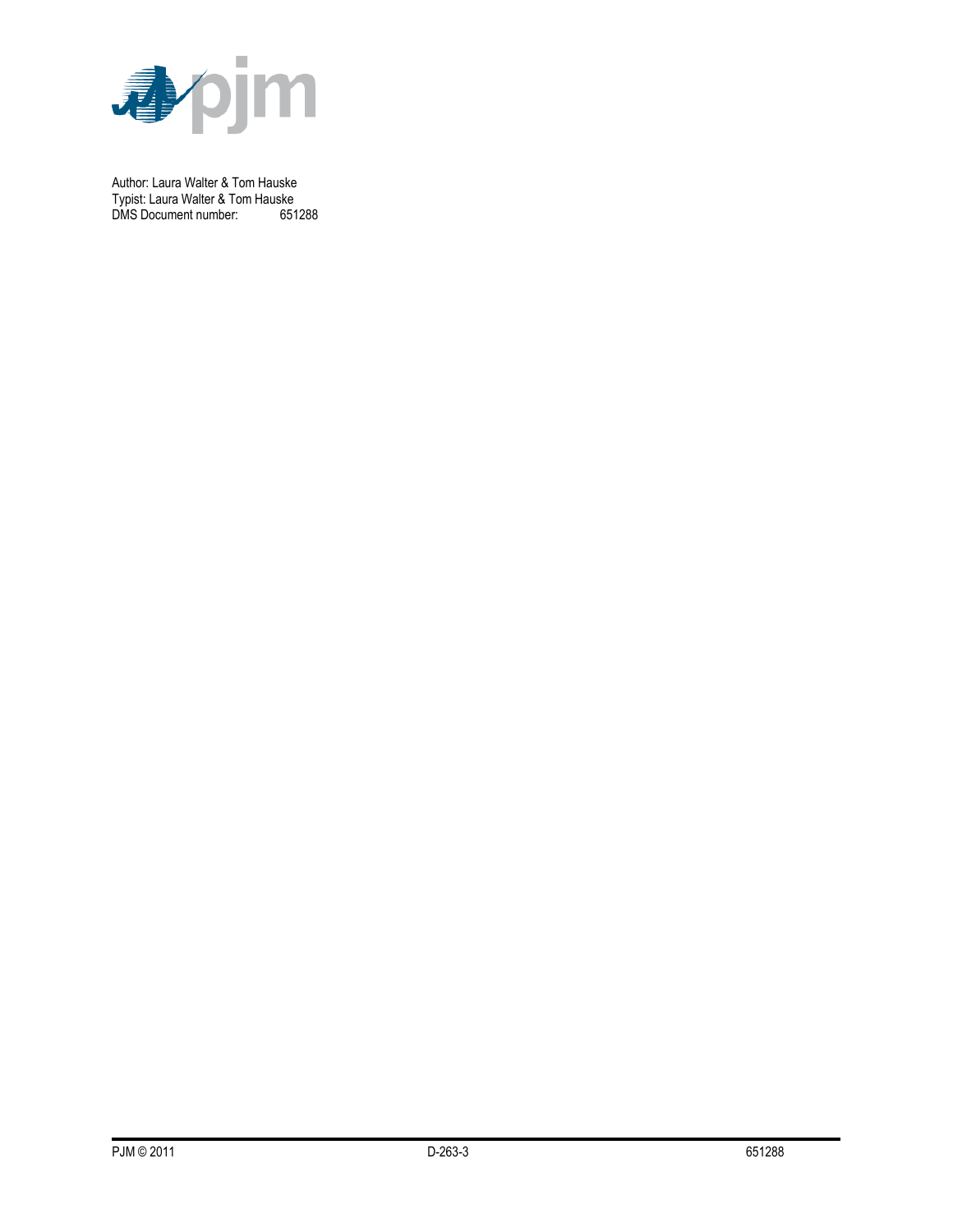Author: Laura Walter & Tom Hauske
Typist: Laura Walter & Tom Hauske
DMS Document number: 651288